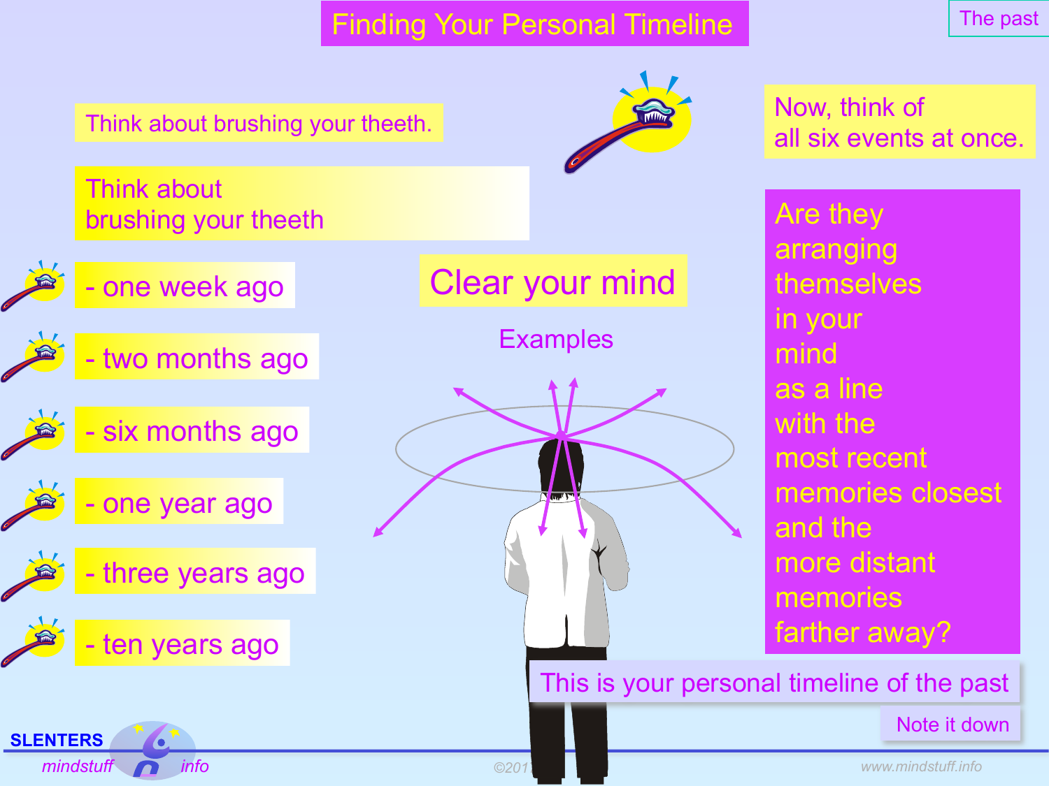# Finding Your Personal Timeline

The past

Think about brushing your theeth.

Think about brushing your theeth

- one week ago
- two months ago
- six months ago
- one year ago
- three years ago
- ten years ago

Clear your mind

Examples

Now, think of all six events at once.

Are they arranging themselves in your mind as a line with the most recent memories closest and the more distant memories farther away?

This is your personal timeline of the past

Note it down

SLENTERS mindstuff info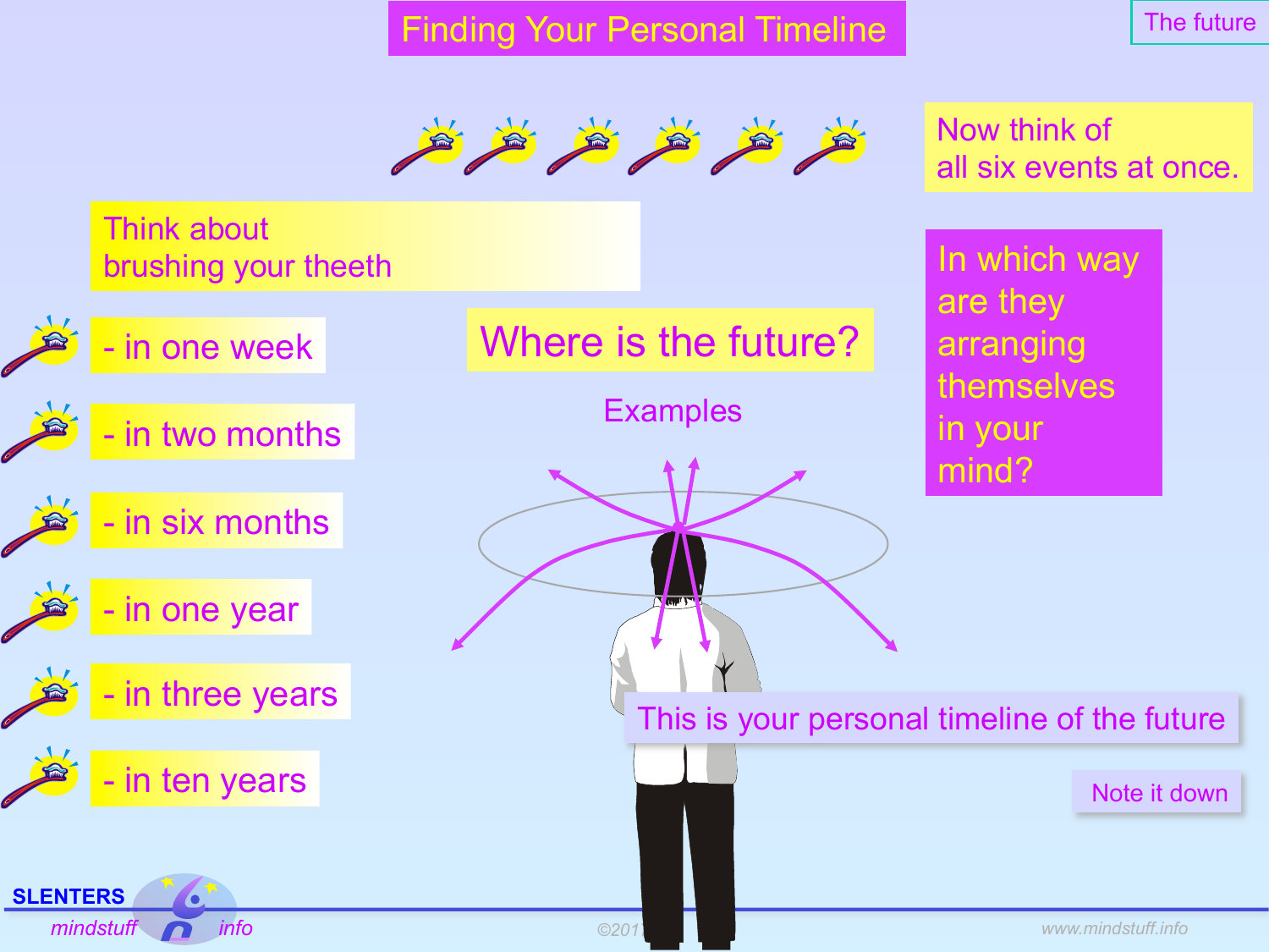# Finding Your Personal Timeline

The future

Think about
brushing your theeth

- in one week
- in two months
- in six months
- in one year
- in three years
- in ten years

Where is the future?

Examples

Now think of
all six events at once.

In which way are they arranging themselves in your mind?

This is your personal timeline of the future

Note it down

SLENTERS mindstuff info

©201

www.mindstuff.info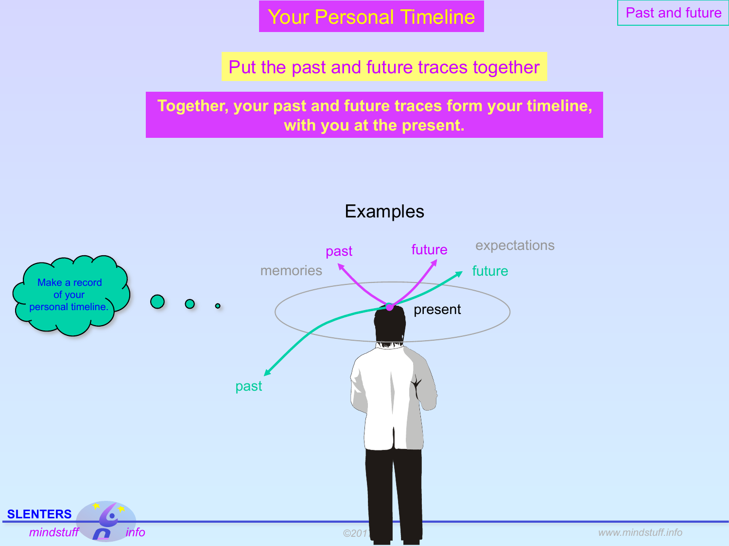# Your Personal Timeline

Past and future

## Put the past and future traces together

**Together, your past and future traces form your timeline, with you at the present.**

Examples

past    future    expectations

memories    future

present

past

Make a record of your personal timeline.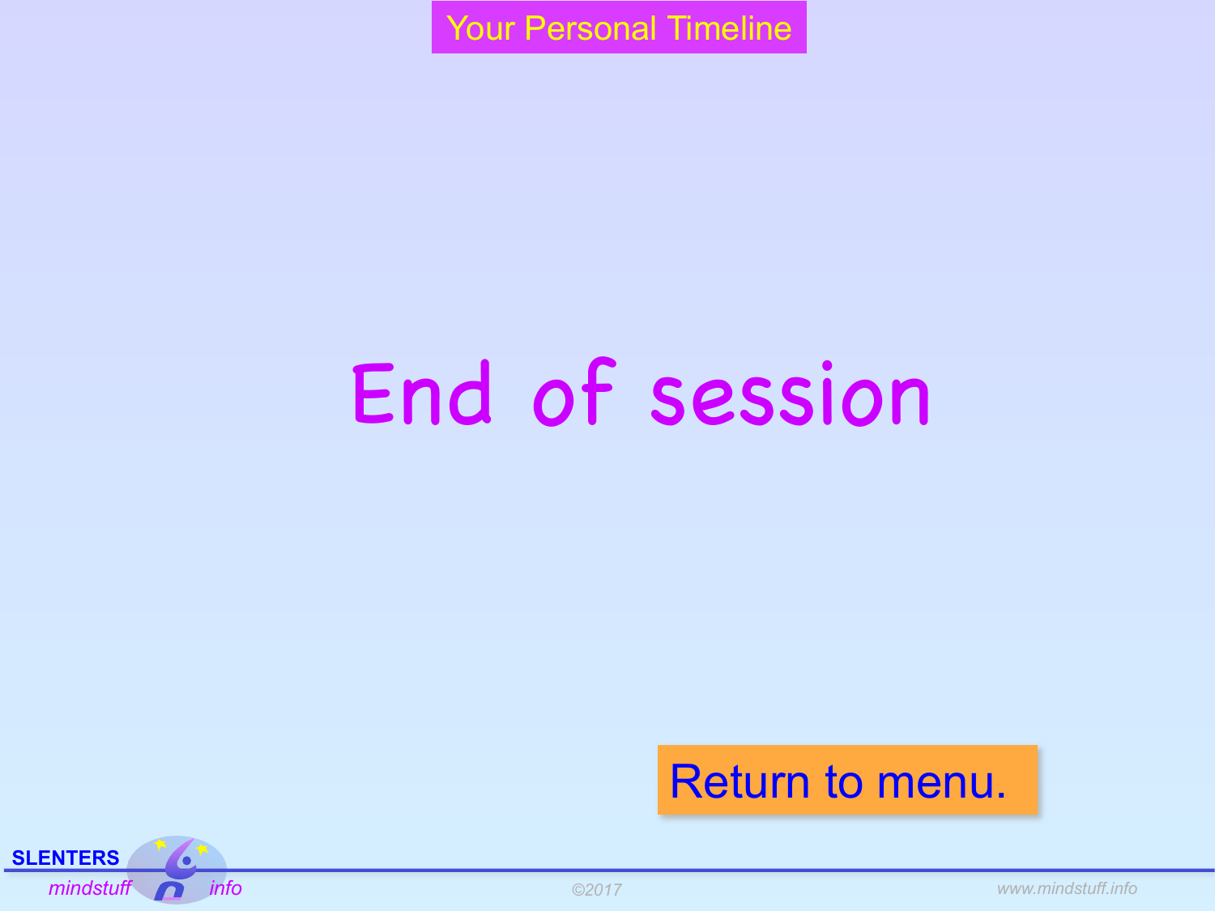Your Personal Timeline

# End of session

Return to menu.